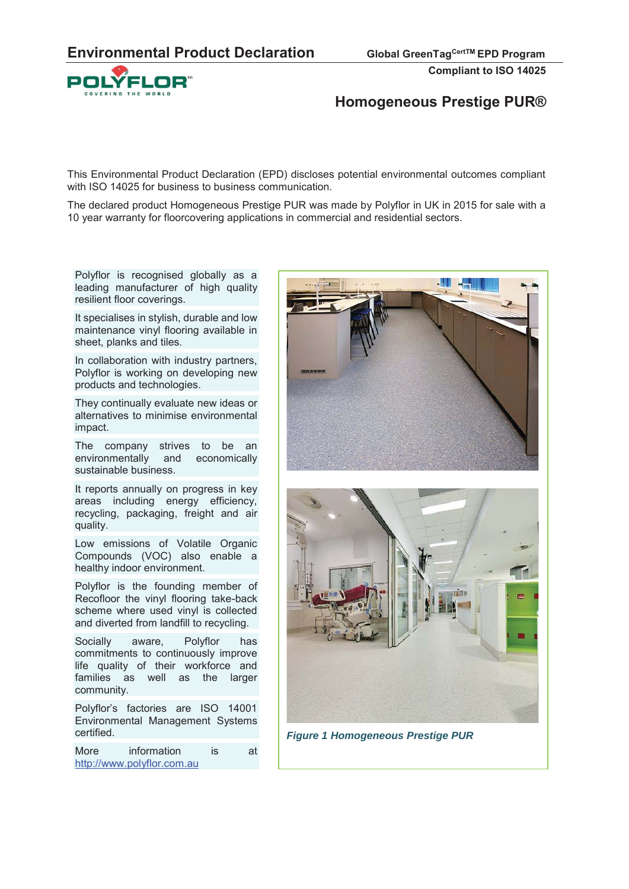# Environmental Product Declaration

**Global GreenTag$^{CertTM}$ EPD Program**

**Compliant to ISO 14025**

## Homogeneous Prestige PUR®

This Environmental Product Declaration (EPD) discloses potential environmental outcomes compliant with ISO 14025 for business to business communication.

The declared product Homogeneous Prestige PUR was made by Polyflor in UK in 2015 for sale with a 10 year warranty for floorcovering applications in commercial and residential sectors.

Polyflor is recognised globally as a leading manufacturer of high quality resilient floor coverings.

It specialises in stylish, durable and low maintenance vinyl flooring available in sheet, planks and tiles.

In collaboration with industry partners, Polyflor is working on developing new products and technologies.

They continually evaluate new ideas or alternatives to minimise environmental impact.

The company strives to be an environmentally and economically sustainable business.

It reports annually on progress in key areas including energy efficiency, recycling, packaging, freight and air quality.

Low emissions of Volatile Organic Compounds (VOC) also enable a healthy indoor environment.

Polyflor is the founding member of Recofloor the vinyl flooring take-back scheme where used vinyl is collected and diverted from landfill to recycling.

Socially aware, Polyflor has commitments to continuously improve life quality of their workforce and families as well as the larger community.

Polyflor's factories are ISO 14001 Environmental Management Systems certified.

More information is at http://www.polyflor.com.au

*Figure 1 Homogeneous Prestige PUR*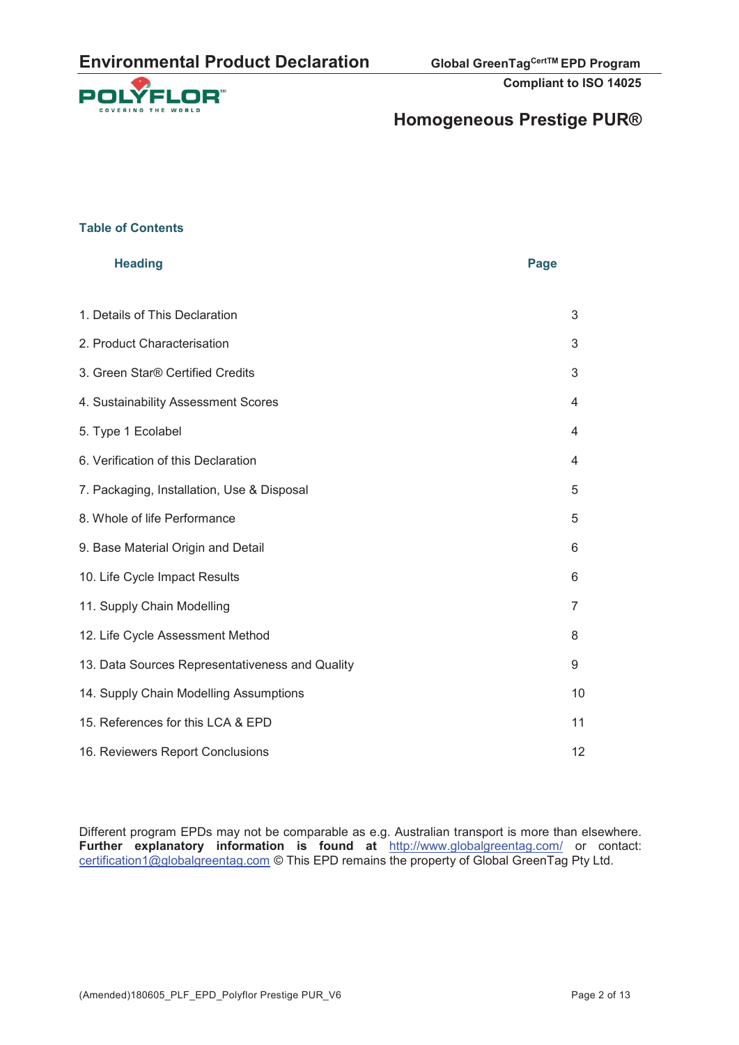## Table of Contents

| Heading | Page |
|---|---|
| 1. Details of This Declaration | 3 |
| 2. Product Characterisation | 3 |
| 3. Green Star® Certified Credits | 3 |
| 4. Sustainability Assessment Scores | 4 |
| 5. Type 1 Ecolabel | 4 |
| 6. Verification of this Declaration | 4 |
| 7. Packaging, Installation, Use & Disposal | 5 |
| 8. Whole of life Performance | 5 |
| 9. Base Material Origin and Detail | 6 |
| 10. Life Cycle Impact Results | 6 |
| 11. Supply Chain Modelling | 7 |
| 12. Life Cycle Assessment Method | 8 |
| 13. Data Sources Representativeness and Quality | 9 |
| 14. Supply Chain Modelling Assumptions | 10 |
| 15. References for this LCA & EPD | 11 |
| 16. Reviewers Report Conclusions | 12 |

Different program EPDs may not be comparable as e.g. Australian transport is more than elsewhere. **Further explanatory information is found at** http://www.globalgreentag.com/ or contact: certification1@globalgreentag.com © This EPD remains the property of Global GreenTag Pty Ltd.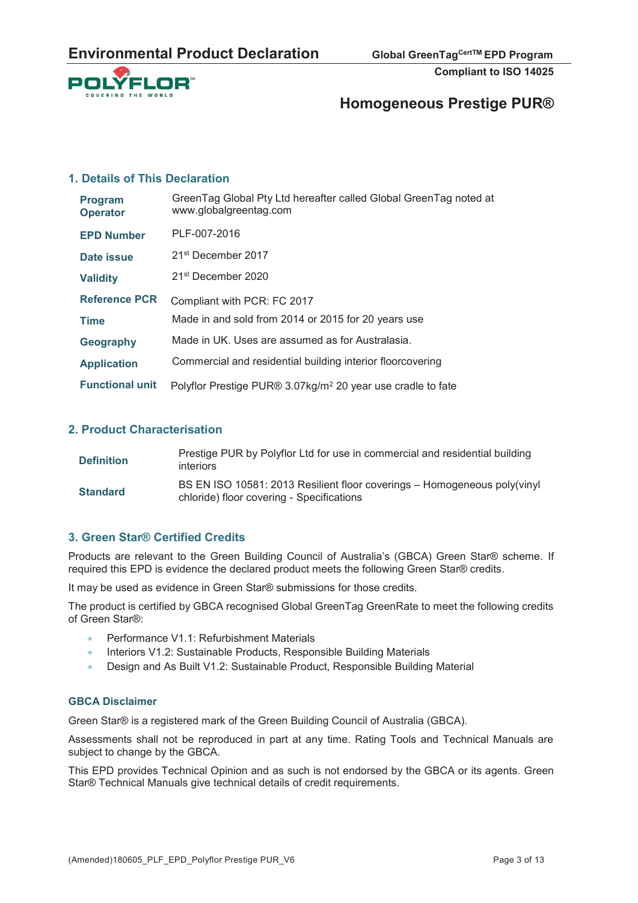# Homogeneous Prestige PUR®

## 1. Details of This Declaration

| | |
|---|---|
| **Program Operator** | GreenTag Global Pty Ltd hereafter called Global GreenTag noted at www.globalgreentag.com |
| **EPD Number** | PLF-007-2016 |
| **Date issue** | 21st December 2017 |
| **Validity** | 21st December 2020 |
| **Reference PCR** | Compliant with PCR: FC 2017 |
| **Time** | Made in and sold from 2014 or 2015 for 20 years use |
| **Geography** | Made in UK. Uses are assumed as for Australasia. |
| **Application** | Commercial and residential building interior floorcovering |
| **Functional unit** | Polyflor Prestige PUR® 3.07kg/m$^2$ 20 year use cradle to fate |

## 2. Product Characterisation

| | |
|---|---|
| **Definition** | Prestige PUR by Polyflor Ltd for use in commercial and residential building interiors |
| **Standard** | BS EN ISO 10581: 2013 Resilient floor coverings – Homogeneous poly(vinyl chloride) floor covering - Specifications |

## 3. Green Star® Certified Credits

Products are relevant to the Green Building Council of Australia's (GBCA) Green Star® scheme. If required this EPD is evidence the declared product meets the following Green Star® credits.

It may be used as evidence in Green Star® submissions for those credits.

The product is certified by GBCA recognised Global GreenTag GreenRate to meet the following credits of Green Star®:

- Performance V1.1: Refurbishment Materials
- Interiors V1.2: Sustainable Products, Responsible Building Materials
- Design and As Built V1.2: Sustainable Product, Responsible Building Material

### GBCA Disclaimer

Green Star® is a registered mark of the Green Building Council of Australia (GBCA).

Assessments shall not be reproduced in part at any time. Rating Tools and Technical Manuals are subject to change by the GBCA.

This EPD provides Technical Opinion and as such is not endorsed by the GBCA or its agents. Green Star® Technical Manuals give technical details of credit requirements.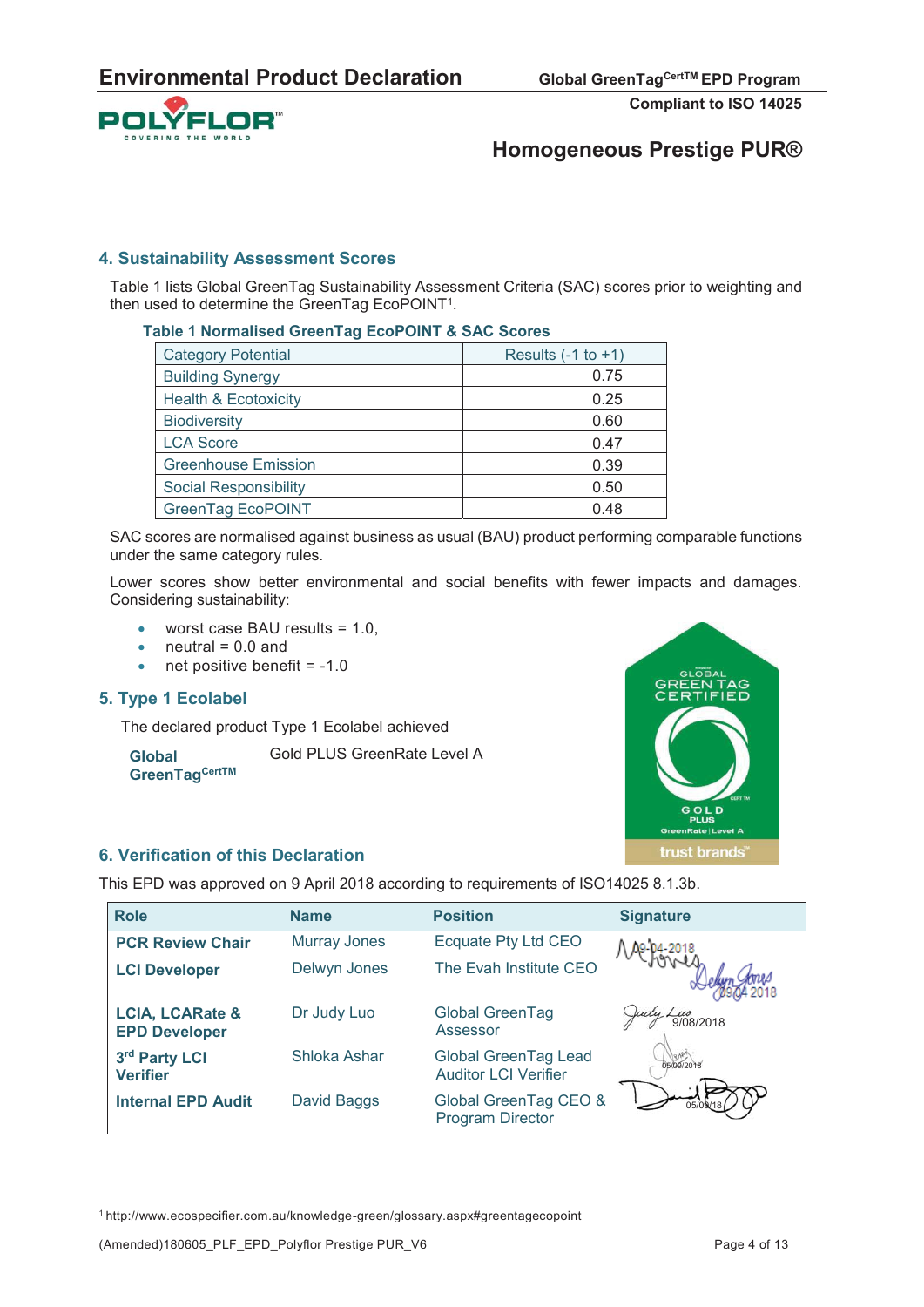## 4. Sustainability Assessment Scores

Table 1 lists Global GreenTag Sustainability Assessment Criteria (SAC) scores prior to weighting and then used to determine the GreenTag EcoPOINT[1].

**Table 1 Normalised GreenTag EcoPOINT & SAC Scores**

| Category Potential | Results (-1 to +1) |
|---|---|
| Building Synergy | 0.75 |
| Health & Ecotoxicity | 0.25 |
| Biodiversity | 0.60 |
| LCA Score | 0.47 |
| Greenhouse Emission | 0.39 |
| Social Responsibility | 0.50 |
| GreenTag EcoPOINT | 0.48 |

SAC scores are normalised against business as usual (BAU) product performing comparable functions under the same category rules.

Lower scores show better environmental and social benefits with fewer impacts and damages. Considering sustainability:

- worst case BAU results = 1.0,
- neutral = 0.0 and
- net positive benefit = -1.0

## 5. Type 1 Ecolabel

The declared product Type 1 Ecolabel achieved

| **Global GreenTag[CertTM]** | Gold PLUS GreenRate Level A |
|---|---|

## 6. Verification of this Declaration

This EPD was approved on 9 April 2018 according to requirements of ISO14025 8.1.3b.

| Role | Name | Position | Signature |
|---|---|---|---|
| **PCR Review Chair** | Murray Jones | Ecquate Pty Ltd CEO | 09-04-2018 |
| **LCI Developer** | Delwyn Jones | The Evah Institute CEO | 09-04-2018 |
| **LCIA, LCARate & EPD Developer** | Dr Judy Luo | Global GreenTag Assessor | 9/08/2018 |
| **3rd Party LCI Verifier** | Shloka Ashar | Global GreenTag Lead Auditor LCI Verifier | 05/09/2018 |
| **Internal EPD Audit** | David Baggs | Global GreenTag CEO & Program Director | 05/09/18 |

[1] http://www.ecospecifier.com.au/knowledge-green/glossary.aspx#greentagecopoint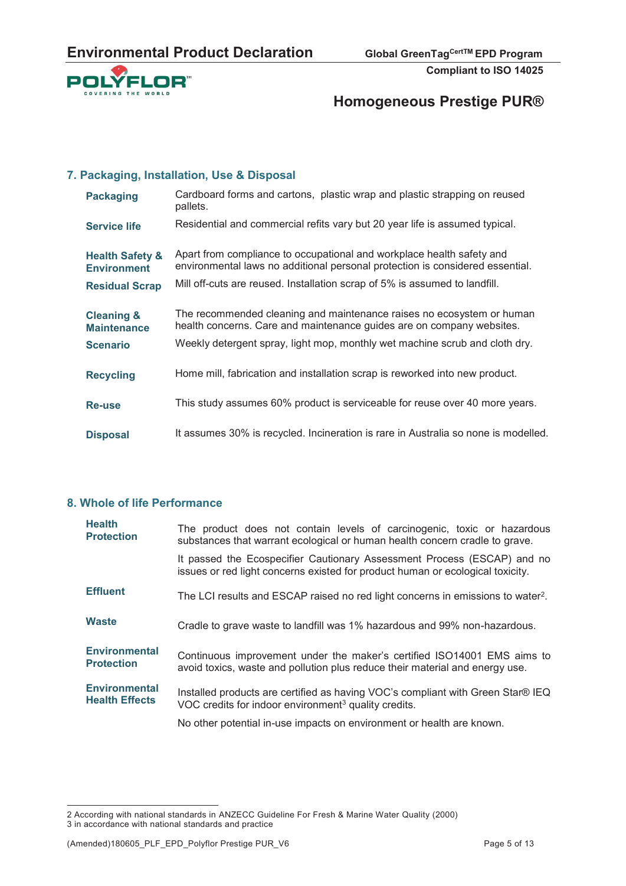## 7. Packaging, Installation, Use & Disposal

| | |
|---|---|
| **Packaging** | Cardboard forms and cartons, plastic wrap and plastic strapping on reused pallets. |
| **Service life** | Residential and commercial refits vary but 20 year life is assumed typical. |
| **Health Safety & Environment** | Apart from compliance to occupational and workplace health safety and environmental laws no additional personal protection is considered essential. |
| **Residual Scrap** | Mill off-cuts are reused. Installation scrap of 5% is assumed to landfill. |
| **Cleaning & Maintenance** | The recommended cleaning and maintenance raises no ecosystem or human health concerns. Care and maintenance guides are on company websites. |
| **Scenario** | Weekly detergent spray, light mop, monthly wet machine scrub and cloth dry. |
| **Recycling** | Home mill, fabrication and installation scrap is reworked into new product. |
| **Re-use** | This study assumes 60% product is serviceable for reuse over 40 more years. |
| **Disposal** | It assumes 30% is recycled. Incineration is rare in Australia so none is modelled. |

## 8. Whole of life Performance

| | |
|---|---|
| **Health Protection** | The product does not contain levels of carcinogenic, toxic or hazardous substances that warrant ecological or human health concern cradle to grave. |
| | It passed the Ecospecifier Cautionary Assessment Process (ESCAP) and no issues or red light concerns existed for product human or ecological toxicity. |
| **Effluent** | The LCI results and ESCAP raised no red light concerns in emissions to water[2]. |
| **Waste** | Cradle to grave waste to landfill was 1% hazardous and 99% non-hazardous. |
| **Environmental Protection** | Continuous improvement under the maker's certified ISO14001 EMS aims to avoid toxics, waste and pollution plus reduce their material and energy use. |
| **Environmental Health Effects** | Installed products are certified as having VOC's compliant with Green Star® IEQ VOC credits for indoor environment[3] quality credits. |
| | No other potential in-use impacts on environment or health are known. |

---

2 According with national standards in ANZECC Guideline For Fresh & Marine Water Quality (2000)
3 in accordance with national standards and practice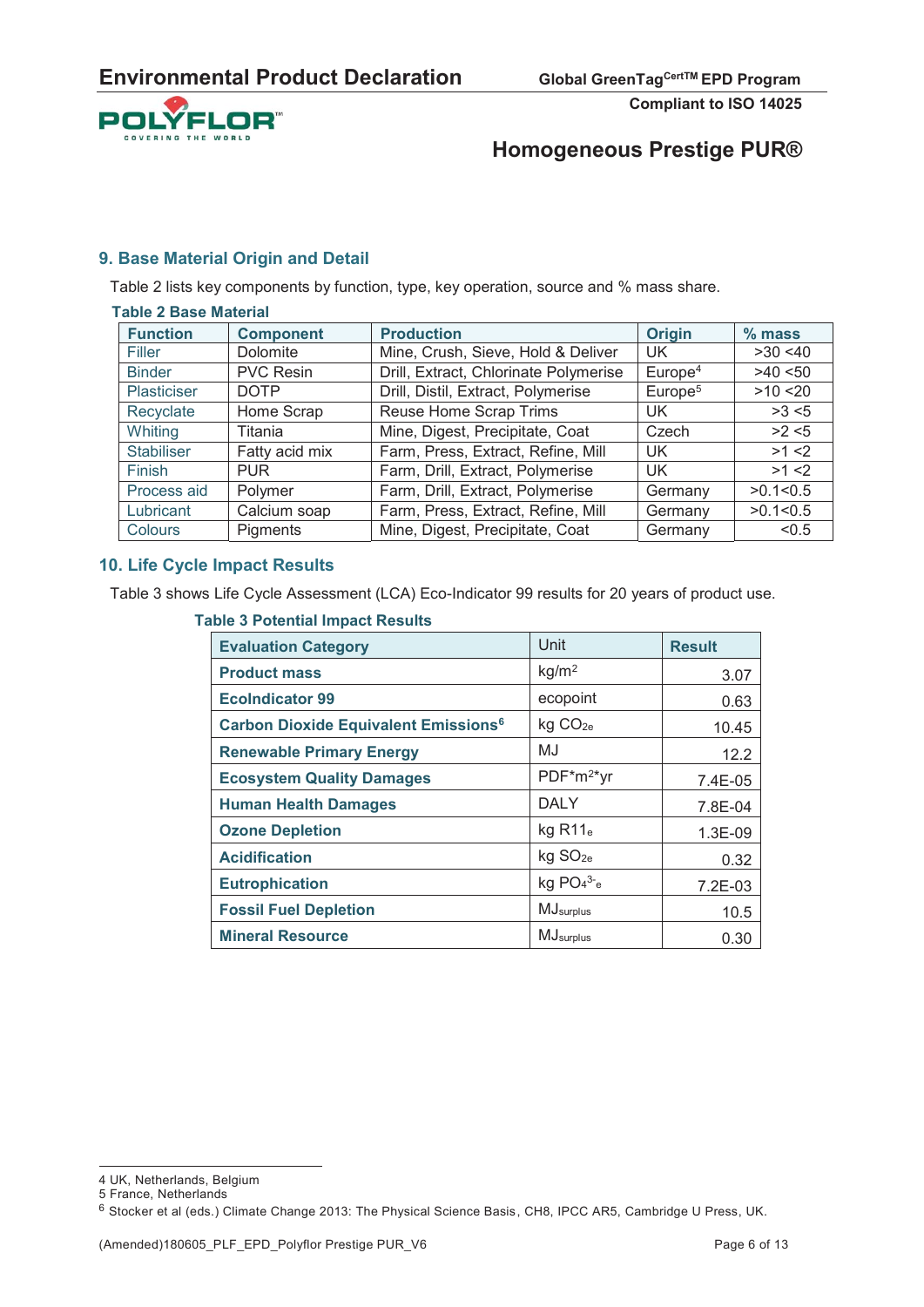## 9. Base Material Origin and Detail

Table 2 lists key components by function, type, key operation, source and % mass share.

**Table 2 Base Material**

| Function | Component | Production | Origin | % mass |
|---|---|---|---|---|
| Filler | Dolomite | Mine, Crush, Sieve, Hold & Deliver | UK | >30 <40 |
| Binder | PVC Resin | Drill, Extract, Chlorinate Polymerise | Europe[4] | >40 <50 |
| Plasticiser | DOTP | Drill, Distil, Extract, Polymerise | Europe[5] | >10 <20 |
| Recyclate | Home Scrap | Reuse Home Scrap Trims | UK | >3 <5 |
| Whiting | Titania | Mine, Digest, Precipitate, Coat | Czech | >2 <5 |
| Stabiliser | Fatty acid mix | Farm, Press, Extract, Refine, Mill | UK | >1 <2 |
| Finish | PUR | Farm, Drill, Extract, Polymerise | UK | >1 <2 |
| Process aid | Polymer | Farm, Drill, Extract, Polymerise | Germany | >0.1<0.5 |
| Lubricant | Calcium soap | Farm, Press, Extract, Refine, Mill | Germany | >0.1<0.5 |
| Colours | Pigments | Mine, Digest, Precipitate, Coat | Germany | <0.5 |

## 10. Life Cycle Impact Results

Table 3 shows Life Cycle Assessment (LCA) Eco-Indicator 99 results for 20 years of product use.

**Table 3 Potential Impact Results**

| Evaluation Category | Unit | Result |
|---|---|---|
| Product mass | $kg/m^2$ | 3.07 |
| EcoIndicator 99 | ecopoint | 0.63 |
| Carbon Dioxide Equivalent Emissions[6] | kg $CO_{2e}$ | 10.45 |
| Renewable Primary Energy | MJ | 12.2 |
| Ecosystem Quality Damages | $PDF*m^2*yr$ | 7.4E-05 |
| Human Health Damages | DALY | 7.8E-04 |
| Ozone Depletion | kg $R11_e$ | 1.3E-09 |
| Acidification | kg $SO_{2e}$ | 0.32 |
| Eutrophication | kg $PO_4{}^{3-}{}_e$ | 7.2E-03 |
| Fossil Fuel Depletion | $MJ_{surplus}$ | 10.5 |
| Mineral Resource | $MJ_{surplus}$ | 0.30 |

4 UK, Netherlands, Belgium
5 France, Netherlands
6 Stocker et al (eds.) Climate Change 2013: The Physical Science Basis, CH8, IPCC AR5, Cambridge U Press, UK.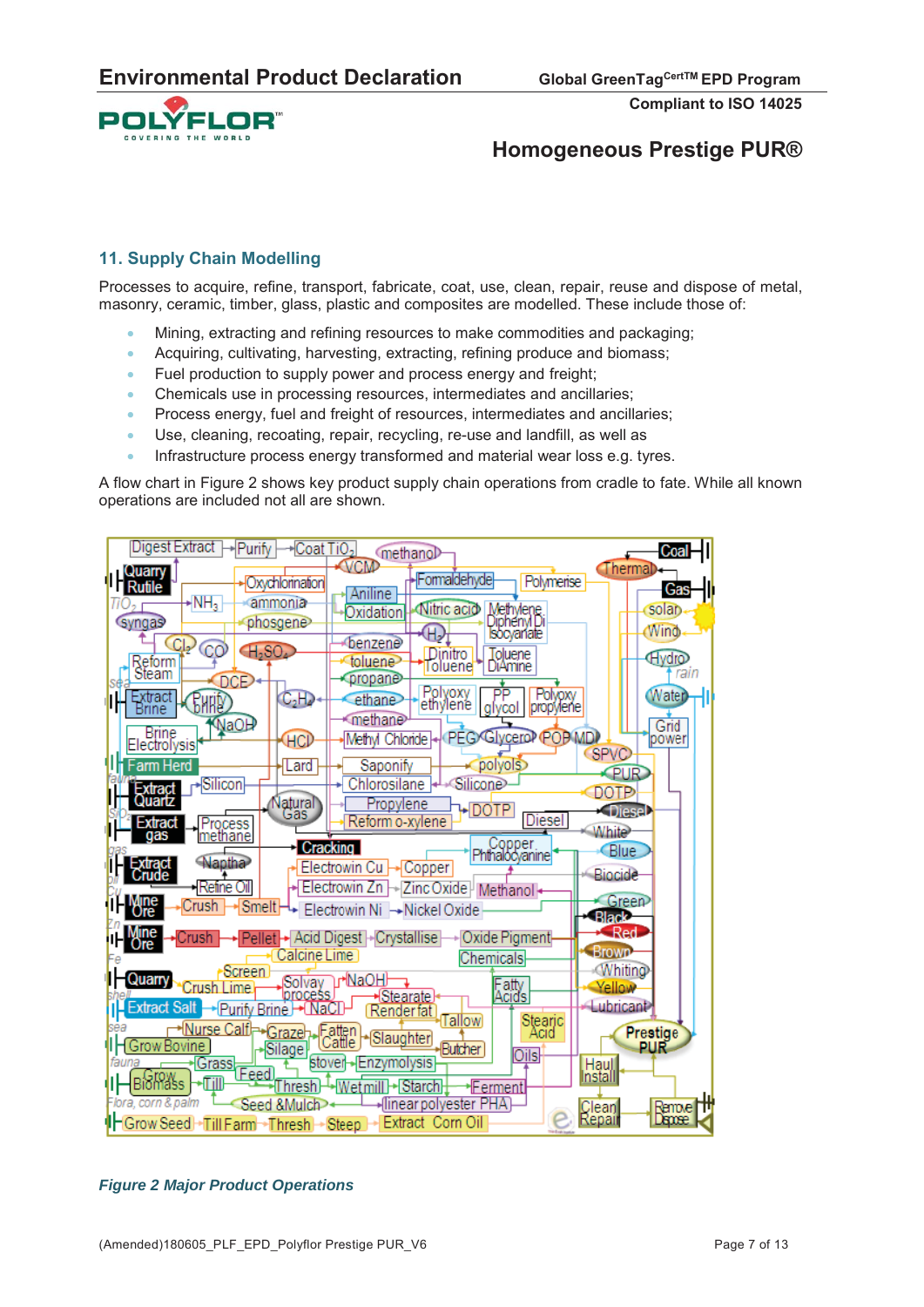## 11. Supply Chain Modelling

Processes to acquire, refine, transport, fabricate, coat, use, clean, repair, reuse and dispose of metal, masonry, ceramic, timber, glass, plastic and composites are modelled. These include those of:

- Mining, extracting and refining resources to make commodities and packaging;
- Acquiring, cultivating, harvesting, extracting, refining produce and biomass;
- Fuel production to supply power and process energy and freight;
- Chemicals use in processing resources, intermediates and ancillaries;
- Process energy, fuel and freight of resources, intermediates and ancillaries;
- Use, cleaning, recoating, repair, recycling, re-use and landfill, as well as
- Infrastructure process energy transformed and material wear loss e.g. tyres.

A flow chart in Figure 2 shows key product supply chain operations from cradle to fate. While all known operations are included not all are shown.

*Figure 2 Major Product Operations*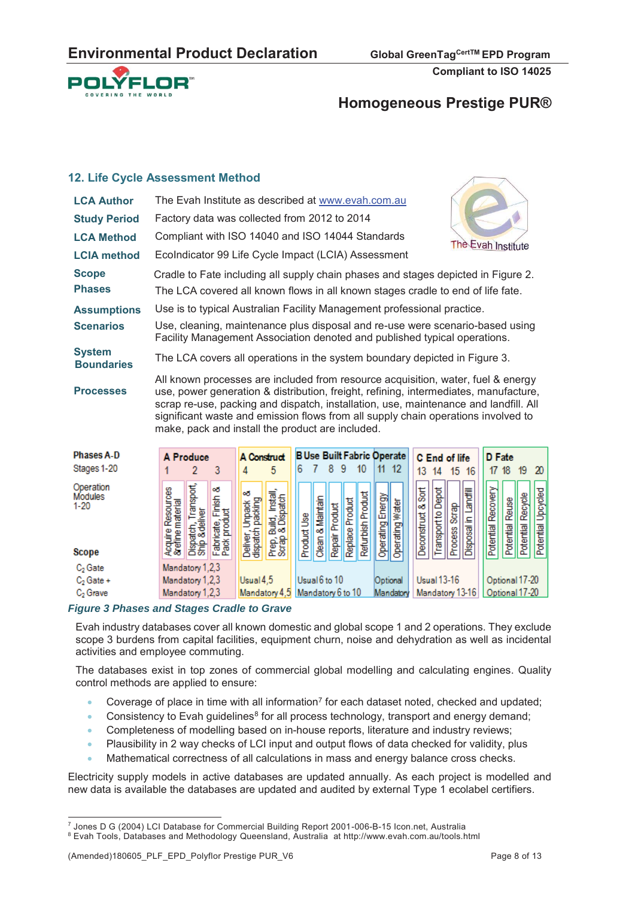## 12. Life Cycle Assessment Method

**LCA Author** The Evah Institute as described at www.evah.com.au

**Study Period** Factory data was collected from 2012 to 2014

**LCA Method** Compliant with ISO 14040 and ISO 14044 Standards

**LCIA method** EcoIndicator 99 Life Cycle Impact (LCIA) Assessment

**Scope** Cradle to Fate including all supply chain phases and stages depicted in Figure 2.

**Phases** The LCA covered all known flows in all known stages cradle to end of life fate.

**Assumptions** Use is to typical Australian Facility Management professional practice.

**Scenarios** Use, cleaning, maintenance plus disposal and re-use were scenario-based using Facility Management Association denoted and published typical operations.

**System Boundaries** The LCA covers all operations in the system boundary depicted in Figure 3.

**Processes** All known processes are included from resource acquisition, water, fuel & energy use, power generation & distribution, freight, refining, intermediates, manufacture, scrap re-use, packing and dispatch, installation, use, maintenance and landfill. All significant waste and emission flows from all supply chain operations involved to make, pack and install the product are included.

| Phases A-D | A Produce | | | A Construct | | B Use Built Fabric | | | | | Operate | | C End of life | | | | D Fate | | | |
|---|---|---|---|---|---|---|---|---|---|---|---|---|---|---|---|---|---|---|---|---|
| Stages 1-20 | 1 | 2 | 3 | 4 | 5 | 6 | 7 | 8 | 9 | 10 | 11 | 12 | 13 | 14 | 15 | 16 | 17 | 18 | 19 | 20 |
| Operation Modules 1-20 | Acquire Resources & refine material | Dispatch, Transport, Ship & deliver | Fabricate, Finish & Pack product | Deliver, Unpack & dispatch packing | Prep, Build, Install, Scrap & Dispatch | Product Use | Clean & Maintain | Repair Product | Replace Product | Refurbish Product | Operating Energy | Operating Water | Deconstruct & Sort | Transport to Depot | Process Scrap | Disposal in Landfill | Potential Recovery | Potential Reuse | Potential Recycle | Potential Upcycled |
| **Scope** | | | | | | | | | | | | | | | | | | | | |
| $C_2$ Gate | Mandatory 1,2,3 | | | | | | | | | | | | | | | | | | | |
| $C_2$ Gate + | Mandatory 1,2,3 | | | Usual 4,5 | | Usual 6 to 10 | | | | | Optional | | Usual 13-16 | | | | Optional 17-20 | | | |
| $C_2$ Grave | Mandatory 1,2,3 | | | Mandatory 4,5 | | Mandatory 6 to 10 | | | | | Mandatory | | Mandatory 13-16 | | | | Optional 17-20 | | | |

*Figure 3 Phases and Stages Cradle to Grave*

Evah industry databases cover all known domestic and global scope 1 and 2 operations. They exclude scope 3 burdens from capital facilities, equipment churn, noise and dehydration as well as incidental activities and employee commuting.

The databases exist in top zones of commercial global modelling and calculating engines. Quality control methods are applied to ensure:

- Coverage of place in time with all information[7] for each dataset noted, checked and updated;
- Consistency to Evah guidelines[8] for all process technology, transport and energy demand;
- Completeness of modelling based on in-house reports, literature and industry reviews;
- Plausibility in 2 way checks of LCI input and output flows of data checked for validity, plus
- Mathematical correctness of all calculations in mass and energy balance cross checks.

Electricity supply models in active databases are updated annually. As each project is modelled and new data is available the databases are updated and audited by external Type 1 ecolabel certifiers.

---

[7] Jones D G (2004) LCI Database for Commercial Building Report 2001-006-B-15 Icon.net, Australia
[8] Evah Tools, Databases and Methodology Queensland, Australia at http://www.evah.com.au/tools.html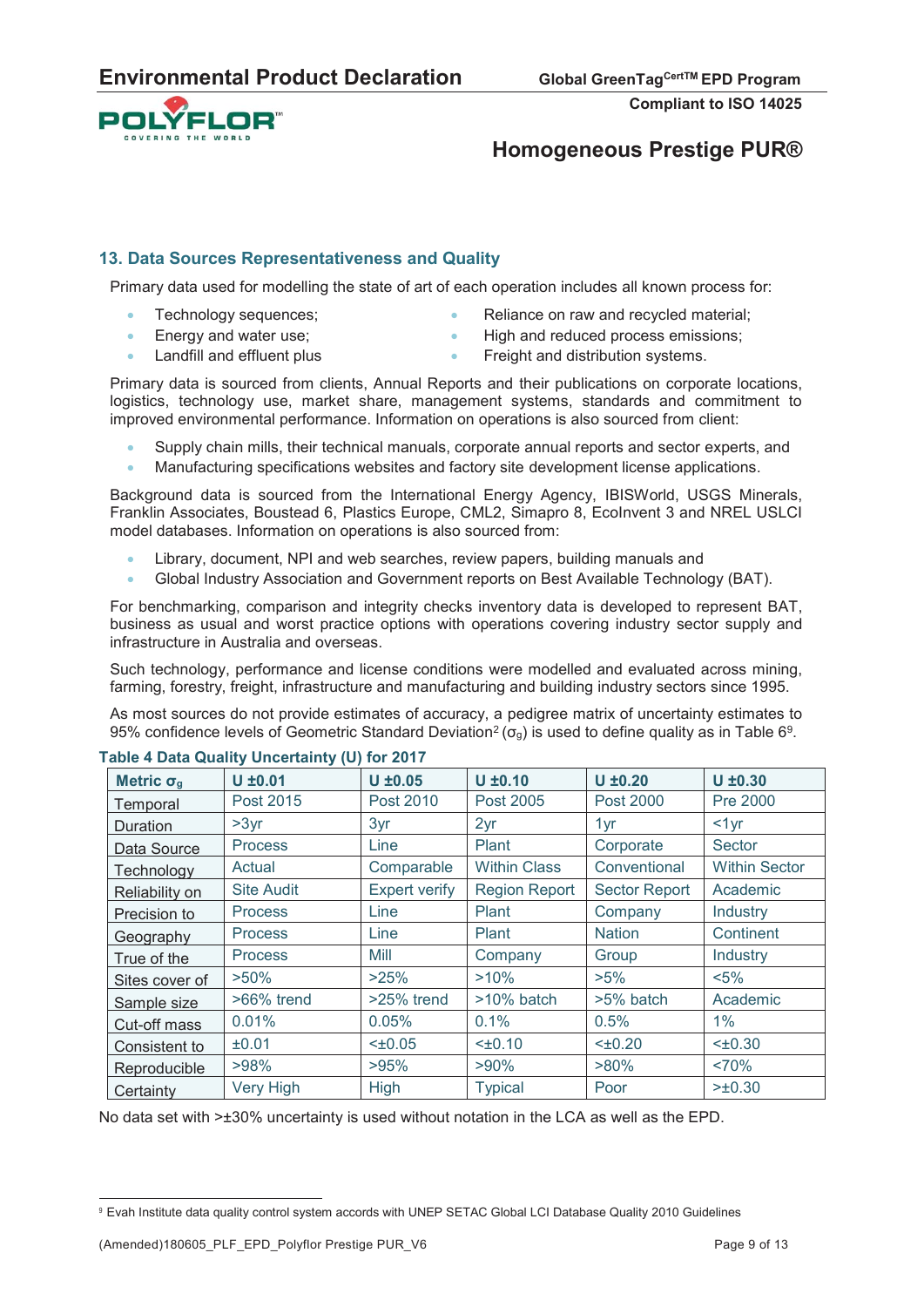## 13. Data Sources Representativeness and Quality

Primary data used for modelling the state of art of each operation includes all known process for:

- Technology sequences;
- Energy and water use;
- Landfill and effluent plus
- Reliance on raw and recycled material;
- High and reduced process emissions;
- Freight and distribution systems.

Primary data is sourced from clients, Annual Reports and their publications on corporate locations, logistics, technology use, market share, management systems, standards and commitment to improved environmental performance. Information on operations is also sourced from client:

- Supply chain mills, their technical manuals, corporate annual reports and sector experts, and
- Manufacturing specifications websites and factory site development license applications.

Background data is sourced from the International Energy Agency, IBISWorld, USGS Minerals, Franklin Associates, Boustead 6, Plastics Europe, CML2, Simapro 8, EcoInvent 3 and NREL USLCI model databases. Information on operations is also sourced from:

- Library, document, NPI and web searches, review papers, building manuals and
- Global Industry Association and Government reports on Best Available Technology (BAT).

For benchmarking, comparison and integrity checks inventory data is developed to represent BAT, business as usual and worst practice options with operations covering industry sector supply and infrastructure in Australia and overseas.

Such technology, performance and license conditions were modelled and evaluated across mining, farming, forestry, freight, infrastructure and manufacturing and building industry sectors since 1995.

As most sources do not provide estimates of accuracy, a pedigree matrix of uncertainty estimates to 95% confidence levels of Geometric Standard Deviation[2] ($\sigma_g$) is used to define quality as in Table 6[9].

**Table 4 Data Quality Uncertainty (U) for 2017**

| Metric $\sigma_g$ | U ±0.01 | U ±0.05 | U ±0.10 | U ±0.20 | U ±0.30 |
|---|---|---|---|---|---|
| Temporal | Post 2015 | Post 2010 | Post 2005 | Post 2000 | Pre 2000 |
| Duration | >3yr | 3yr | 2yr | 1yr | <1yr |
| Data Source | Process | Line | Plant | Corporate | Sector |
| Technology | Actual | Comparable | Within Class | Conventional | Within Sector |
| Reliability on | Site Audit | Expert verify | Region Report | Sector Report | Academic |
| Precision to | Process | Line | Plant | Company | Industry |
| Geography | Process | Line | Plant | Nation | Continent |
| True of the | Process | Mill | Company | Group | Industry |
| Sites cover of | >50% | >25% | >10% | >5% | <5% |
| Sample size | >66% trend | >25% trend | >10% batch | >5% batch | Academic |
| Cut-off mass | 0.01% | 0.05% | 0.1% | 0.5% | 1% |
| Consistent to | ±0.01 | <±0.05 | <±0.10 | <±0.20 | <±0.30 |
| Reproducible | >98% | >95% | >90% | >80% | <70% |
| Certainty | Very High | High | Typical | Poor | >±0.30 |

No data set with >±30% uncertainty is used without notation in the LCA as well as the EPD.

[9] Evah Institute data quality control system accords with UNEP SETAC Global LCI Database Quality 2010 Guidelines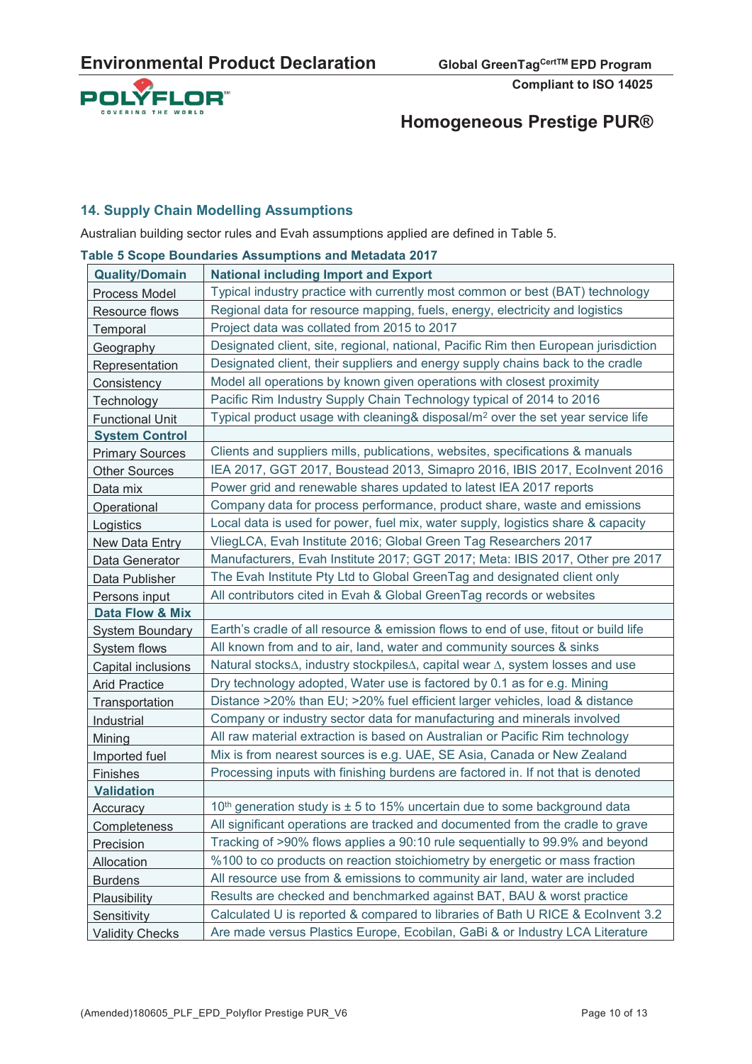## 14. Supply Chain Modelling Assumptions

Australian building sector rules and Evah assumptions applied are defined in Table 5.

**Table 5 Scope Boundaries Assumptions and Metadata 2017**

| Quality/Domain | National including Import and Export |
|---|---|
| Process Model | Typical industry practice with currently most common or best (BAT) technology |
| Resource flows | Regional data for resource mapping, fuels, energy, electricity and logistics |
| Temporal | Project data was collated from 2015 to 2017 |
| Geography | Designated client, site, regional, national, Pacific Rim then European jurisdiction |
| Representation | Designated client, their suppliers and energy supply chains back to the cradle |
| Consistency | Model all operations by known given operations with closest proximity |
| Technology | Pacific Rim Industry Supply Chain Technology typical of 2014 to 2016 |
| Functional Unit | Typical product usage with cleaning& disposal/m$^2$ over the set year service life |
| **System Control** | |
| Primary Sources | Clients and suppliers mills, publications, websites, specifications & manuals |
| Other Sources | IEA 2017, GGT 2017, Boustead 2013, Simapro 2016, IBIS 2017, EcoInvent 2016 |
| Data mix | Power grid and renewable shares updated to latest IEA 2017 reports |
| Operational | Company data for process performance, product share, waste and emissions |
| Logistics | Local data is used for power, fuel mix, water supply, logistics share & capacity |
| New Data Entry | VliegLCA, Evah Institute 2016; Global Green Tag Researchers 2017 |
| Data Generator | Manufacturers, Evah Institute 2017; GGT 2017; Meta: IBIS 2017, Other pre 2017 |
| Data Publisher | The Evah Institute Pty Ltd to Global GreenTag and designated client only |
| Persons input | All contributors cited in Evah & Global GreenTag records or websites |
| **Data Flow & Mix** | |
| System Boundary | Earth's cradle of all resource & emission flows to end of use, fitout or build life |
| System flows | All known from and to air, land, water and community sources & sinks |
| Capital inclusions | Natural stocksΔ, industry stockpilesΔ, capital wear Δ, system losses and use |
| Arid Practice | Dry technology adopted, Water use is factored by 0.1 as for e.g. Mining |
| Transportation | Distance >20% than EU; >20% fuel efficient larger vehicles, load & distance |
| Industrial | Company or industry sector data for manufacturing and minerals involved |
| Mining | All raw material extraction is based on Australian or Pacific Rim technology |
| Imported fuel | Mix is from nearest sources is e.g. UAE, SE Asia, Canada or New Zealand |
| Finishes | Processing inputs with finishing burdens are factored in. If not that is denoted |
| **Validation** | |
| Accuracy | 10th generation study is ± 5 to 15% uncertain due to some background data |
| Completeness | All significant operations are tracked and documented from the cradle to grave |
| Precision | Tracking of >90% flows applies a 90:10 rule sequentially to 99.9% and beyond |
| Allocation | %100 to co products on reaction stoichiometry by energetic or mass fraction |
| Burdens | All resource use from & emissions to community air land, water are included |
| Plausibility | Results are checked and benchmarked against BAT, BAU & worst practice |
| Sensitivity | Calculated U is reported & compared to libraries of Bath U RICE & EcoInvent 3.2 |
| Validity Checks | Are made versus Plastics Europe, Ecobilan, GaBi & or Industry LCA Literature |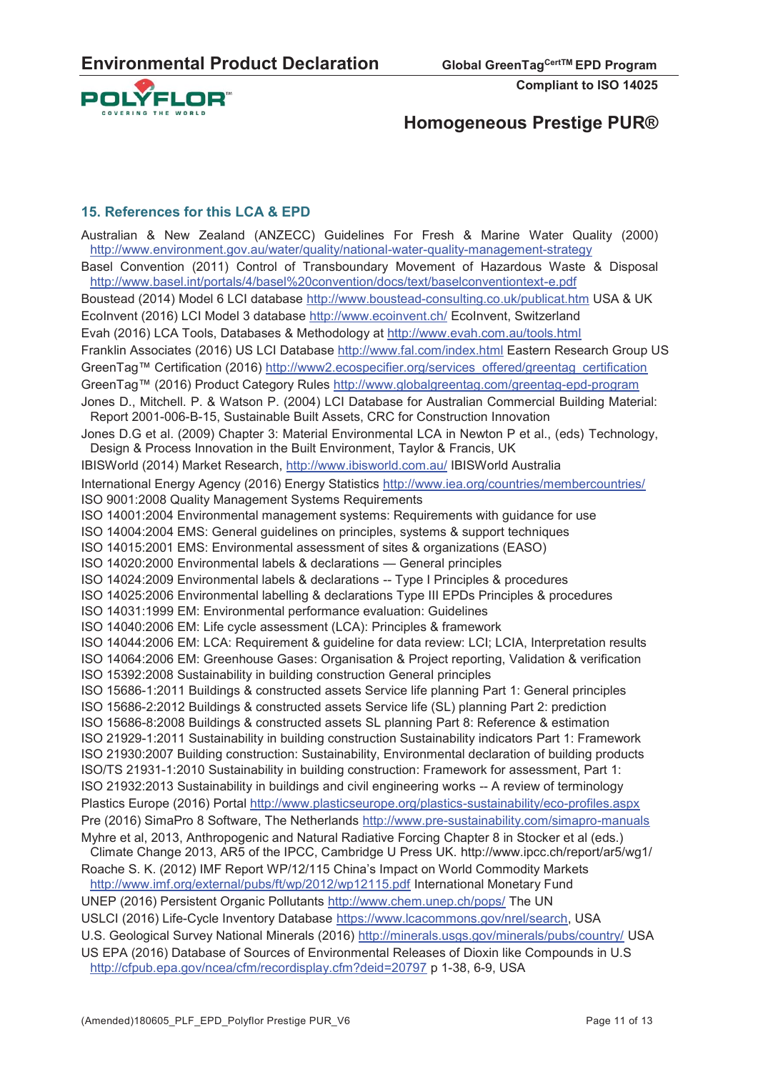## 15. References for this LCA & EPD

Australian & New Zealand (ANZECC) Guidelines For Fresh & Marine Water Quality (2000) http://www.environment.gov.au/water/quality/national-water-quality-management-strategy

Basel Convention (2011) Control of Transboundary Movement of Hazardous Waste & Disposal http://www.basel.int/portals/4/basel%20convention/docs/text/baselconventiontext-e.pdf

Boustead (2014) Model 6 LCI database http://www.boustead-consulting.co.uk/publicat.htm USA & UK

EcoInvent (2016) LCI Model 3 database http://www.ecoinvent.ch/ EcoInvent, Switzerland

Evah (2016) LCA Tools, Databases & Methodology at http://www.evah.com.au/tools.html

Franklin Associates (2016) US LCI Database http://www.fal.com/index.html Eastern Research Group US

GreenTag™ Certification (2016) http://www2.ecospecifier.org/services_offered/greentag_certification

GreenTag™ (2016) Product Category Rules http://www.globalgreentag.com/greentag-epd-program

Jones D., Mitchell. P. & Watson P. (2004) LCI Database for Australian Commercial Building Material: Report 2001-006-B-15, Sustainable Built Assets, CRC for Construction Innovation

Jones D.G et al. (2009) Chapter 3: Material Environmental LCA in Newton P et al., (eds) Technology, Design & Process Innovation in the Built Environment, Taylor & Francis, UK

IBISWorld (2014) Market Research, http://www.ibisworld.com.au/ IBISWorld Australia

International Energy Agency (2016) Energy Statistics http://www.iea.org/countries/membercountries/

ISO 9001:2008 Quality Management Systems Requirements

ISO 14001:2004 Environmental management systems: Requirements with guidance for use

ISO 14004:2004 EMS: General guidelines on principles, systems & support techniques

ISO 14015:2001 EMS: Environmental assessment of sites & organizations (EASO)

ISO 14020:2000 Environmental labels & declarations — General principles

ISO 14024:2009 Environmental labels & declarations -- Type I Principles & procedures

ISO 14025:2006 Environmental labelling & declarations Type III EPDs Principles & procedures

ISO 14031:1999 EM: Environmental performance evaluation: Guidelines

ISO 14040:2006 EM: Life cycle assessment (LCA): Principles & framework

ISO 14044:2006 EM: LCA: Requirement & guideline for data review: LCI; LCIA, Interpretation results

ISO 14064:2006 EM: Greenhouse Gases: Organisation & Project reporting, Validation & verification

ISO 15392:2008 Sustainability in building construction General principles

ISO 15686-1:2011 Buildings & constructed assets Service life planning Part 1: General principles

ISO 15686-2:2012 Buildings & constructed assets Service life (SL) planning Part 2: prediction

ISO 15686-8:2008 Buildings & constructed assets SL planning Part 8: Reference & estimation

ISO 21929-1:2011 Sustainability in building construction Sustainability indicators Part 1: Framework

ISO 21930:2007 Building construction: Sustainability, Environmental declaration of building products

ISO/TS 21931-1:2010 Sustainability in building construction: Framework for assessment, Part 1:

ISO 21932:2013 Sustainability in buildings and civil engineering works -- A review of terminology

Plastics Europe (2016) Portal http://www.plasticseurope.org/plastics-sustainability/eco-profiles.aspx

Pre (2016) SimaPro 8 Software, The Netherlands http://www.pre-sustainability.com/simapro-manuals

Myhre et al, 2013, Anthropogenic and Natural Radiative Forcing Chapter 8 in Stocker et al (eds.) Climate Change 2013, AR5 of the IPCC, Cambridge U Press UK. http://www.ipcc.ch/report/ar5/wg1/

Roache S. K. (2012) IMF Report WP/12/115 China's Impact on World Commodity Markets http://www.imf.org/external/pubs/ft/wp/2012/wp12115.pdf International Monetary Fund

UNEP (2016) Persistent Organic Pollutants http://www.chem.unep.ch/pops/ The UN

USLCI (2016) Life-Cycle Inventory Database https://www.lcacommons.gov/nrel/search, USA

U.S. Geological Survey National Minerals (2016) http://minerals.usgs.gov/minerals/pubs/country/ USA

US EPA (2016) Database of Sources of Environmental Releases of Dioxin like Compounds in U.S http://cfpub.epa.gov/ncea/cfm/recordisplay.cfm?deid=20797 p 1-38, 6-9, USA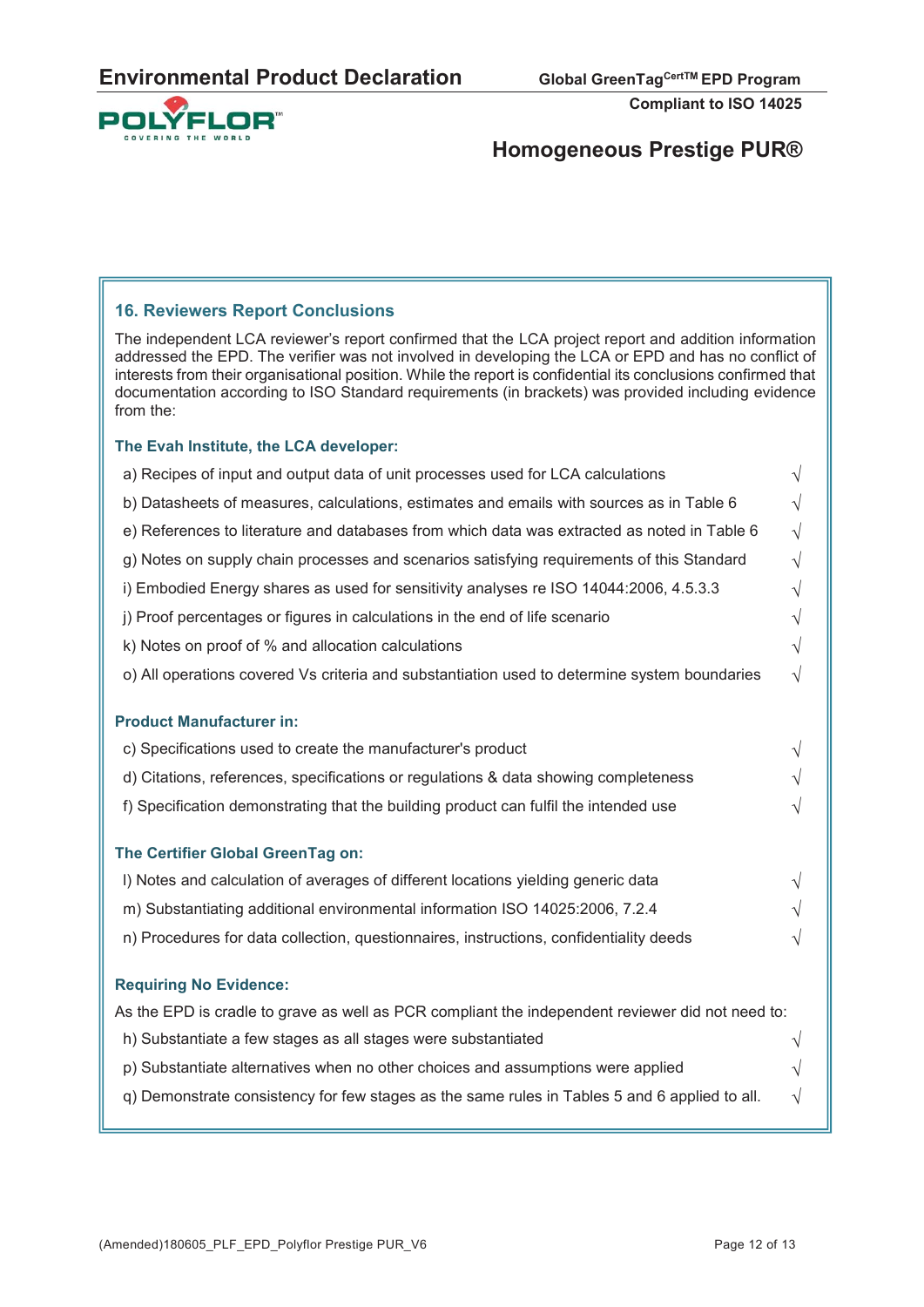## 16. Reviewers Report Conclusions

The independent LCA reviewer's report confirmed that the LCA project report and addition information addressed the EPD. The verifier was not involved in developing the LCA or EPD and has no conflict of interests from their organisational position. While the report is confidential its conclusions confirmed that documentation according to ISO Standard requirements (in brackets) was provided including evidence from the:

### The Evah Institute, the LCA developer:

- a) Recipes of input and output data of unit processes used for LCA calculations √
- b) Datasheets of measures, calculations, estimates and emails with sources as in Table 6 √
- e) References to literature and databases from which data was extracted as noted in Table 6 √
- g) Notes on supply chain processes and scenarios satisfying requirements of this Standard √
- i) Embodied Energy shares as used for sensitivity analyses re ISO 14044:2006, 4.5.3.3 √
- j) Proof percentages or figures in calculations in the end of life scenario √
- k) Notes on proof of % and allocation calculations √
- o) All operations covered Vs criteria and substantiation used to determine system boundaries √

### Product Manufacturer in:

- c) Specifications used to create the manufacturer's product √
- d) Citations, references, specifications or regulations & data showing completeness √
- f) Specification demonstrating that the building product can fulfil the intended use √

### The Certifier Global GreenTag on:

- l) Notes and calculation of averages of different locations yielding generic data √
- m) Substantiating additional environmental information ISO 14025:2006, 7.2.4 √
- n) Procedures for data collection, questionnaires, instructions, confidentiality deeds √

### Requiring No Evidence:

As the EPD is cradle to grave as well as PCR compliant the independent reviewer did not need to:

- h) Substantiate a few stages as all stages were substantiated √
- p) Substantiate alternatives when no other choices and assumptions were applied √
- q) Demonstrate consistency for few stages as the same rules in Tables 5 and 6 applied to all. √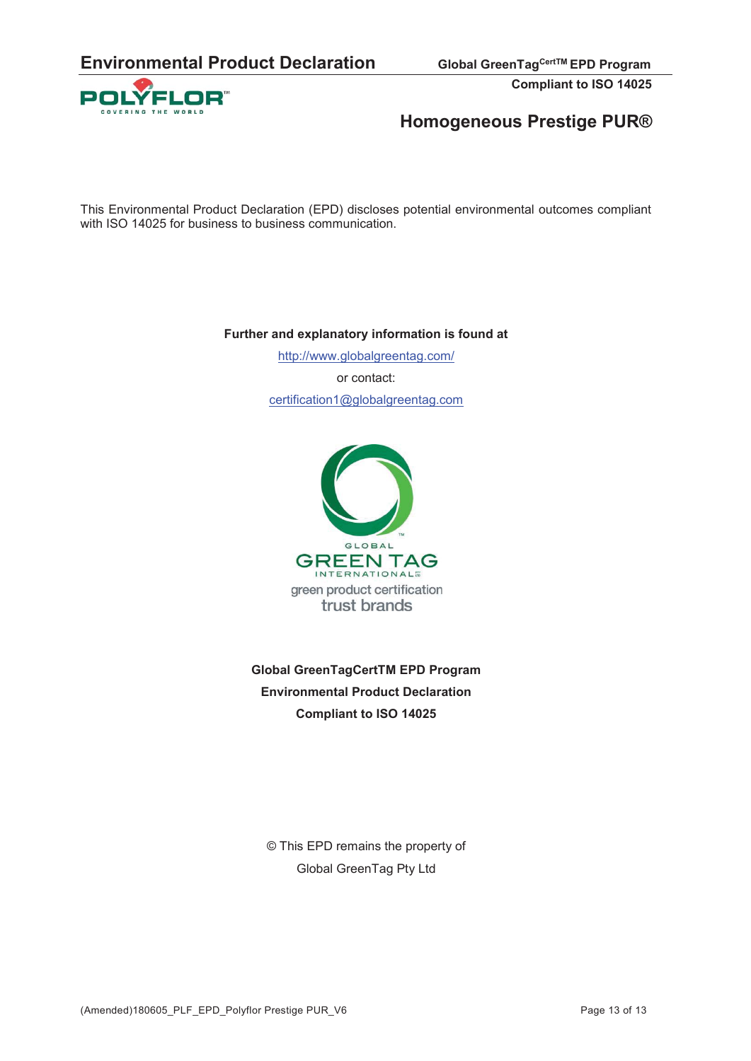## Homogeneous Prestige PUR®

This Environmental Product Declaration (EPD) discloses potential environmental outcomes compliant with ISO 14025 for business to business communication.

**Further and explanatory information is found at**

http://www.globalgreentag.com/

or contact:

certification1@globalgreentag.com

**Global GreenTagCertTM EPD Program**

**Environmental Product Declaration**

**Compliant to ISO 14025**

© This EPD remains the property of

Global GreenTag Pty Ltd